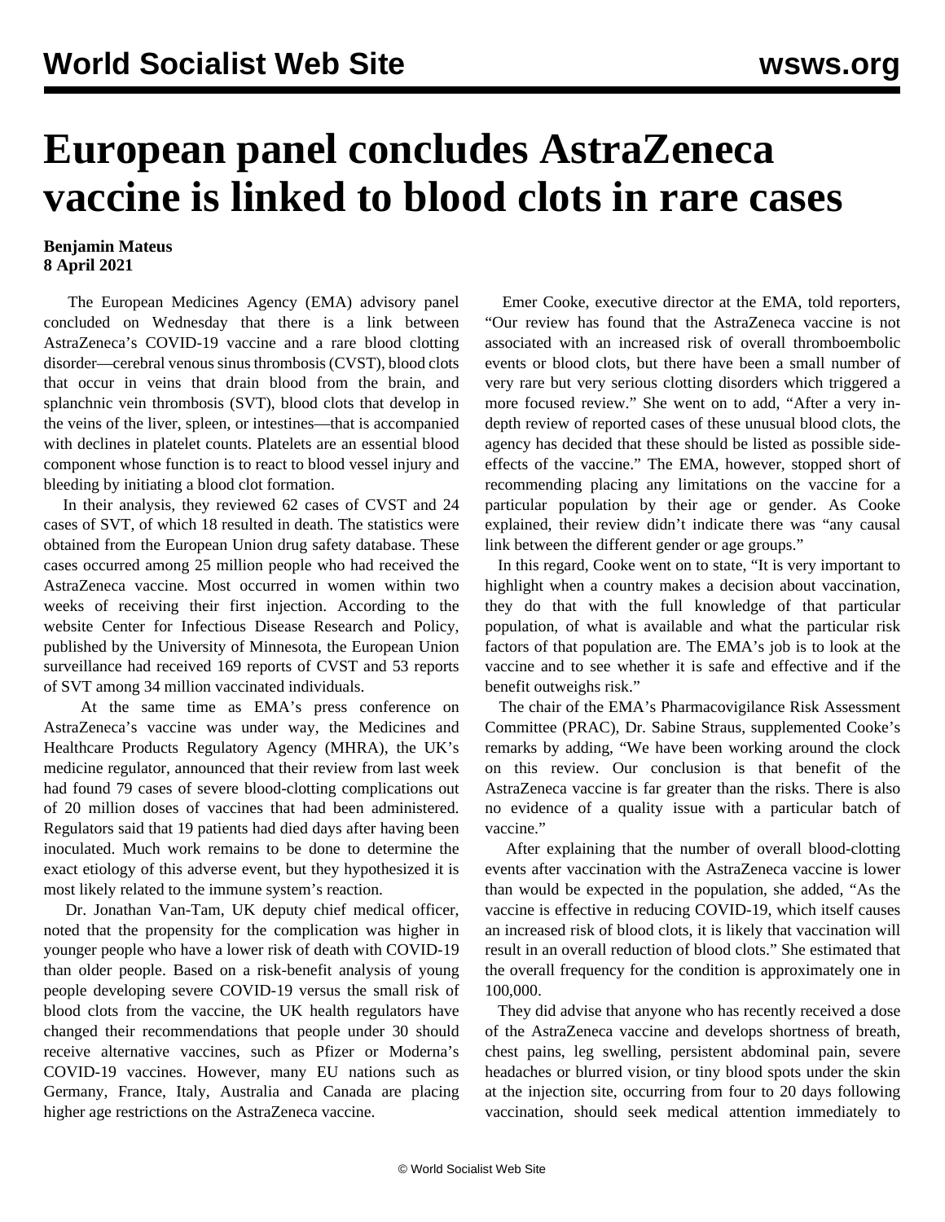# European panel concludes AstraZeneca vaccine is linked to blood clots in rare cases

**Benjamin Mateus**
**8 April 2021**

The European Medicines Agency (EMA) advisory panel concluded on Wednesday that there is a link between AstraZeneca's COVID-19 vaccine and a rare blood clotting disorder—cerebral venous sinus thrombosis (CVST), blood clots that occur in veins that drain blood from the brain, and splanchnic vein thrombosis (SVT), blood clots that develop in the veins of the liver, spleen, or intestines—that is accompanied with declines in platelet counts. Platelets are an essential blood component whose function is to react to blood vessel injury and bleeding by initiating a blood clot formation.

In their analysis, they reviewed 62 cases of CVST and 24 cases of SVT, of which 18 resulted in death. The statistics were obtained from the European Union drug safety database. These cases occurred among 25 million people who had received the AstraZeneca vaccine. Most occurred in women within two weeks of receiving their first injection. According to the website Center for Infectious Disease Research and Policy, published by the University of Minnesota, the European Union surveillance had received 169 reports of CVST and 53 reports of SVT among 34 million vaccinated individuals.

At the same time as EMA's press conference on AstraZeneca's vaccine was under way, the Medicines and Healthcare Products Regulatory Agency (MHRA), the UK's medicine regulator, announced that their review from last week had found 79 cases of severe blood-clotting complications out of 20 million doses of vaccines that had been administered. Regulators said that 19 patients had died days after having been inoculated. Much work remains to be done to determine the exact etiology of this adverse event, but they hypothesized it is most likely related to the immune system's reaction.

Dr. Jonathan Van-Tam, UK deputy chief medical officer, noted that the propensity for the complication was higher in younger people who have a lower risk of death with COVID-19 than older people. Based on a risk-benefit analysis of young people developing severe COVID-19 versus the small risk of blood clots from the vaccine, the UK health regulators have changed their recommendations that people under 30 should receive alternative vaccines, such as Pfizer or Moderna's COVID-19 vaccines. However, many EU nations such as Germany, France, Italy, Australia and Canada are placing higher age restrictions on the AstraZeneca vaccine.

Emer Cooke, executive director at the EMA, told reporters, "Our review has found that the AstraZeneca vaccine is not associated with an increased risk of overall thromboembolic events or blood clots, but there have been a small number of very rare but very serious clotting disorders which triggered a more focused review." She went on to add, "After a very in-depth review of reported cases of these unusual blood clots, the agency has decided that these should be listed as possible side-effects of the vaccine." The EMA, however, stopped short of recommending placing any limitations on the vaccine for a particular population by their age or gender. As Cooke explained, their review didn't indicate there was "any causal link between the different gender or age groups."

In this regard, Cooke went on to state, "It is very important to highlight when a country makes a decision about vaccination, they do that with the full knowledge of that particular population, of what is available and what the particular risk factors of that population are. The EMA's job is to look at the vaccine and to see whether it is safe and effective and if the benefit outweighs risk."

The chair of the EMA's Pharmacovigilance Risk Assessment Committee (PRAC), Dr. Sabine Straus, supplemented Cooke's remarks by adding, "We have been working around the clock on this review. Our conclusion is that benefit of the AstraZeneca vaccine is far greater than the risks. There is also no evidence of a quality issue with a particular batch of vaccine."

After explaining that the number of overall blood-clotting events after vaccination with the AstraZeneca vaccine is lower than would be expected in the population, she added, "As the vaccine is effective in reducing COVID-19, which itself causes an increased risk of blood clots, it is likely that vaccination will result in an overall reduction of blood clots." She estimated that the overall frequency for the condition is approximately one in 100,000.

They did advise that anyone who has recently received a dose of the AstraZeneca vaccine and develops shortness of breath, chest pains, leg swelling, persistent abdominal pain, severe headaches or blurred vision, or tiny blood spots under the skin at the injection site, occurring from four to 20 days following vaccination, should seek medical attention immediately to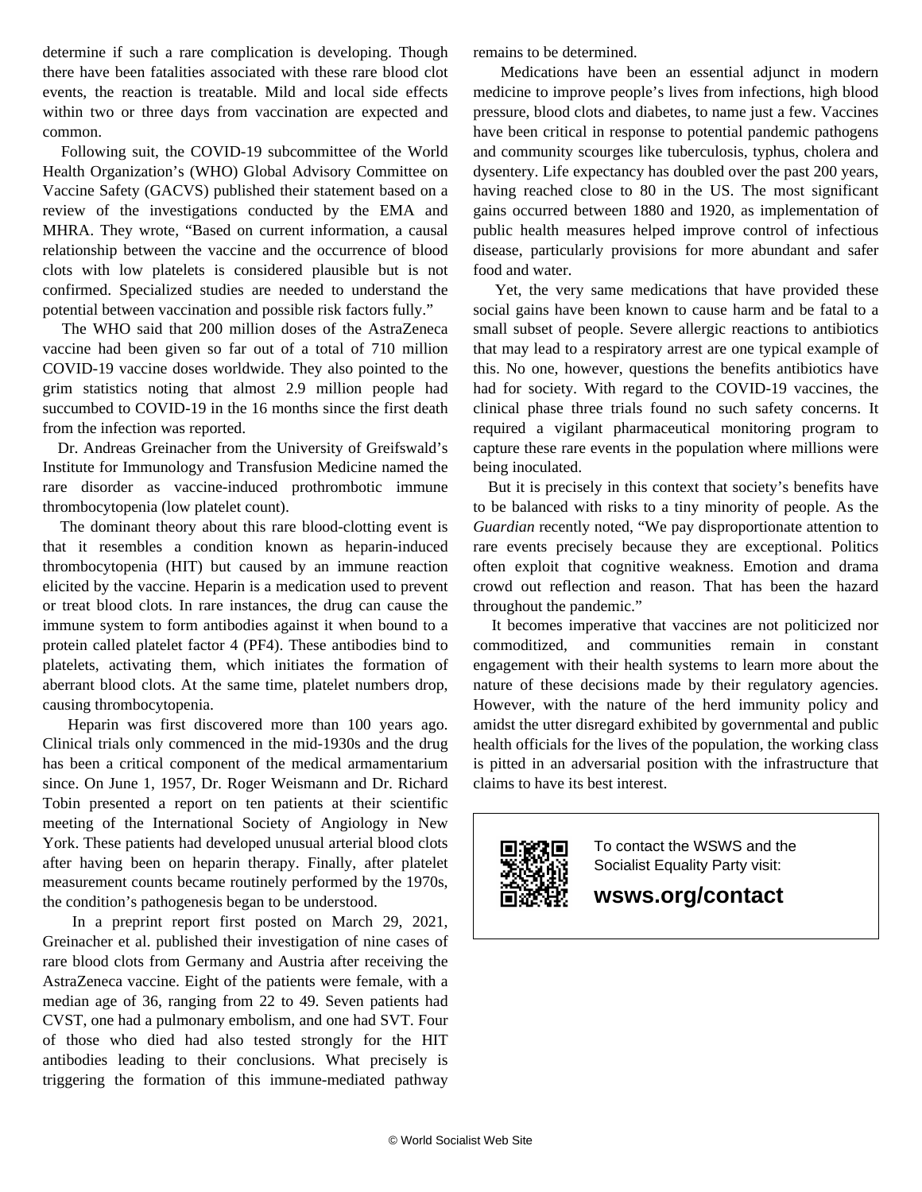determine if such a rare complication is developing. Though there have been fatalities associated with these rare blood clot events, the reaction is treatable. Mild and local side effects within two or three days from vaccination are expected and common.

Following suit, the COVID-19 subcommittee of the World Health Organization's (WHO) Global Advisory Committee on Vaccine Safety (GACVS) published their statement based on a review of the investigations conducted by the EMA and MHRA. They wrote, "Based on current information, a causal relationship between the vaccine and the occurrence of blood clots with low platelets is considered plausible but is not confirmed. Specialized studies are needed to understand the potential between vaccination and possible risk factors fully."

The WHO said that 200 million doses of the AstraZeneca vaccine had been given so far out of a total of 710 million COVID-19 vaccine doses worldwide. They also pointed to the grim statistics noting that almost 2.9 million people had succumbed to COVID-19 in the 16 months since the first death from the infection was reported.

Dr. Andreas Greinacher from the University of Greifswald's Institute for Immunology and Transfusion Medicine named the rare disorder as vaccine-induced prothrombotic immune thrombocytopenia (low platelet count).

The dominant theory about this rare blood-clotting event is that it resembles a condition known as heparin-induced thrombocytopenia (HIT) but caused by an immune reaction elicited by the vaccine. Heparin is a medication used to prevent or treat blood clots. In rare instances, the drug can cause the immune system to form antibodies against it when bound to a protein called platelet factor 4 (PF4). These antibodies bind to platelets, activating them, which initiates the formation of aberrant blood clots. At the same time, platelet numbers drop, causing thrombocytopenia.

Heparin was first discovered more than 100 years ago. Clinical trials only commenced in the mid-1930s and the drug has been a critical component of the medical armamentarium since. On June 1, 1957, Dr. Roger Weismann and Dr. Richard Tobin presented a report on ten patients at their scientific meeting of the International Society of Angiology in New York. These patients had developed unusual arterial blood clots after having been on heparin therapy. Finally, after platelet measurement counts became routinely performed by the 1970s, the condition's pathogenesis began to be understood.

In a preprint report first posted on March 29, 2021, Greinacher et al. published their investigation of nine cases of rare blood clots from Germany and Austria after receiving the AstraZeneca vaccine. Eight of the patients were female, with a median age of 36, ranging from 22 to 49. Seven patients had CVST, one had a pulmonary embolism, and one had SVT. Four of those who died had also tested strongly for the HIT antibodies leading to their conclusions. What precisely is triggering the formation of this immune-mediated pathway remains to be determined.

Medications have been an essential adjunct in modern medicine to improve people's lives from infections, high blood pressure, blood clots and diabetes, to name just a few. Vaccines have been critical in response to potential pandemic pathogens and community scourges like tuberculosis, typhus, cholera and dysentery. Life expectancy has doubled over the past 200 years, having reached close to 80 in the US. The most significant gains occurred between 1880 and 1920, as implementation of public health measures helped improve control of infectious disease, particularly provisions for more abundant and safer food and water.

Yet, the very same medications that have provided these social gains have been known to cause harm and be fatal to a small subset of people. Severe allergic reactions to antibiotics that may lead to a respiratory arrest are one typical example of this. No one, however, questions the benefits antibiotics have had for society. With regard to the COVID-19 vaccines, the clinical phase three trials found no such safety concerns. It required a vigilant pharmaceutical monitoring program to capture these rare events in the population where millions were being inoculated.

But it is precisely in this context that society's benefits have to be balanced with risks to a tiny minority of people. As the *Guardian* recently noted, "We pay disproportionate attention to rare events precisely because they are exceptional. Politics often exploit that cognitive weakness. Emotion and drama crowd out reflection and reason. That has been the hazard throughout the pandemic."

It becomes imperative that vaccines are not politicized nor commoditized, and communities remain in constant engagement with their health systems to learn more about the nature of these decisions made by their regulatory agencies. However, with the nature of the herd immunity policy and amidst the utter disregard exhibited by governmental and public health officials for the lives of the population, the working class is pitted in an adversarial position with the infrastructure that claims to have its best interest.

To contact the WSWS and the Socialist Equality Party visit:

**wsws.org/contact**